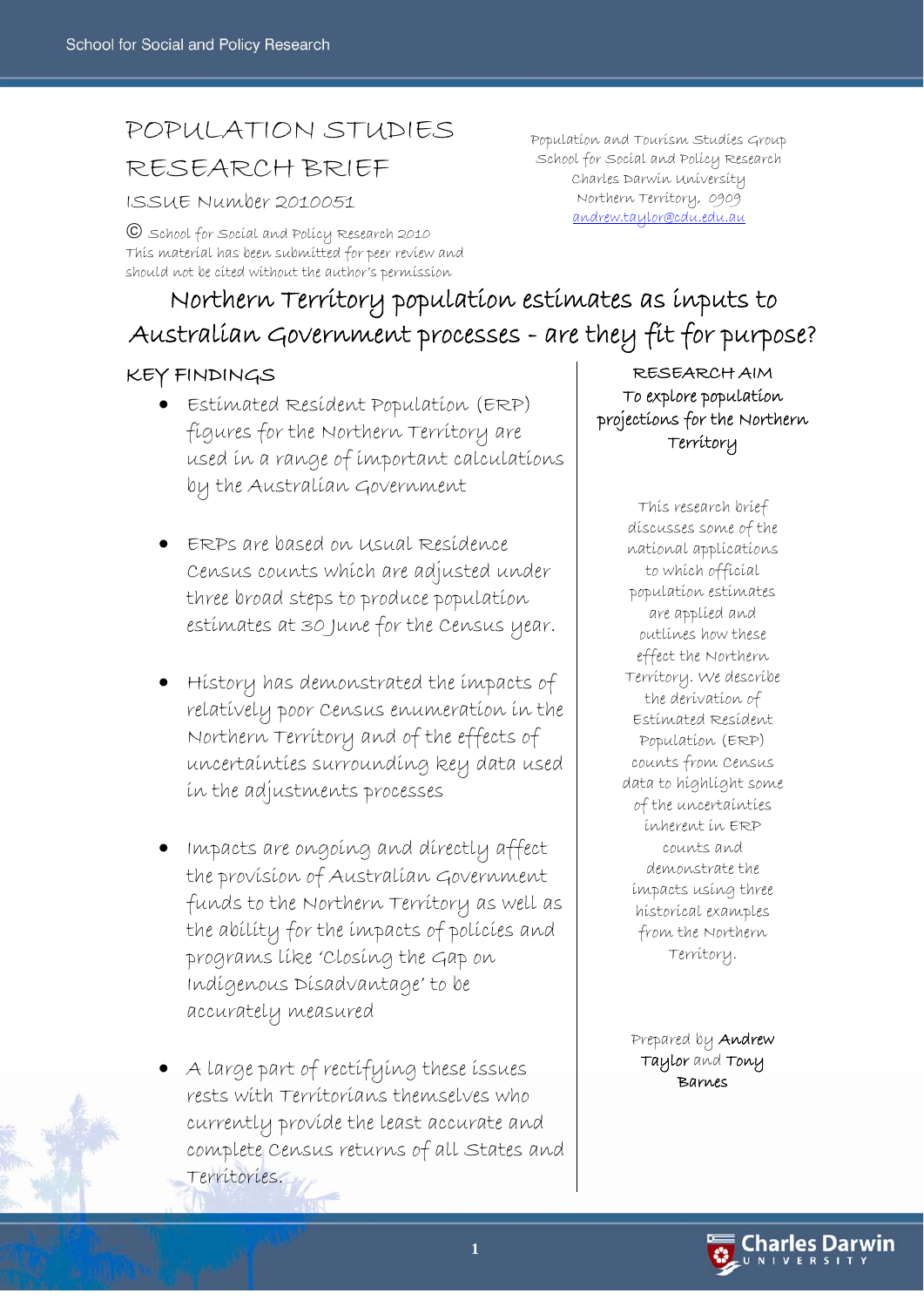# POPULATION STUDIES RESEARCH BRIEF

ISSUE Number 2010051

© School for Social and Policy Research 2010
This material has been submitted for peer review and should not be cited without the author's permission

Population and Tourism Studies Group
School for Social and Policy Research
Charles Darwin University
Northern Territory, 0909
andrew.taylor@cdu.edu.au

## Northern Territory population estimates as inputs to Australian Government processes - are they fit for purpose?

### KEY FINDINGS

- Estimated Resident Population (ERP) figures for the Northern Territory are used in a range of important calculations by the Australian Government
- ERPs are based on Usual Residence Census counts which are adjusted under three broad steps to produce population estimates at 30 June for the Census year.
- History has demonstrated the impacts of relatively poor Census enumeration in the Northern Territory and of the effects of uncertainties surrounding key data used in the adjustments processes
- Impacts are ongoing and directly affect the provision of Australian Government funds to the Northern Territory as well as the ability for the impacts of policies and programs like 'Closing the Gap on Indigenous Disadvantage' to be accurately measured
- A large part of rectifying these issues rests with Territorians themselves who currently provide the least accurate and complete Census returns of all States and Territories.

### RESEARCH AIM

To explore population projections for the Northern Territory

This research brief discusses some of the national applications to which official population estimates are applied and outlines how these effect the Northern Territory. We describe the derivation of Estimated Resident Population (ERP) counts from Census data to highlight some of the uncertainties inherent in ERP counts and demonstrate the impacts using three historical examples from the Northern Territory.

Prepared by **Andrew Taylor** and **Tony Barnes**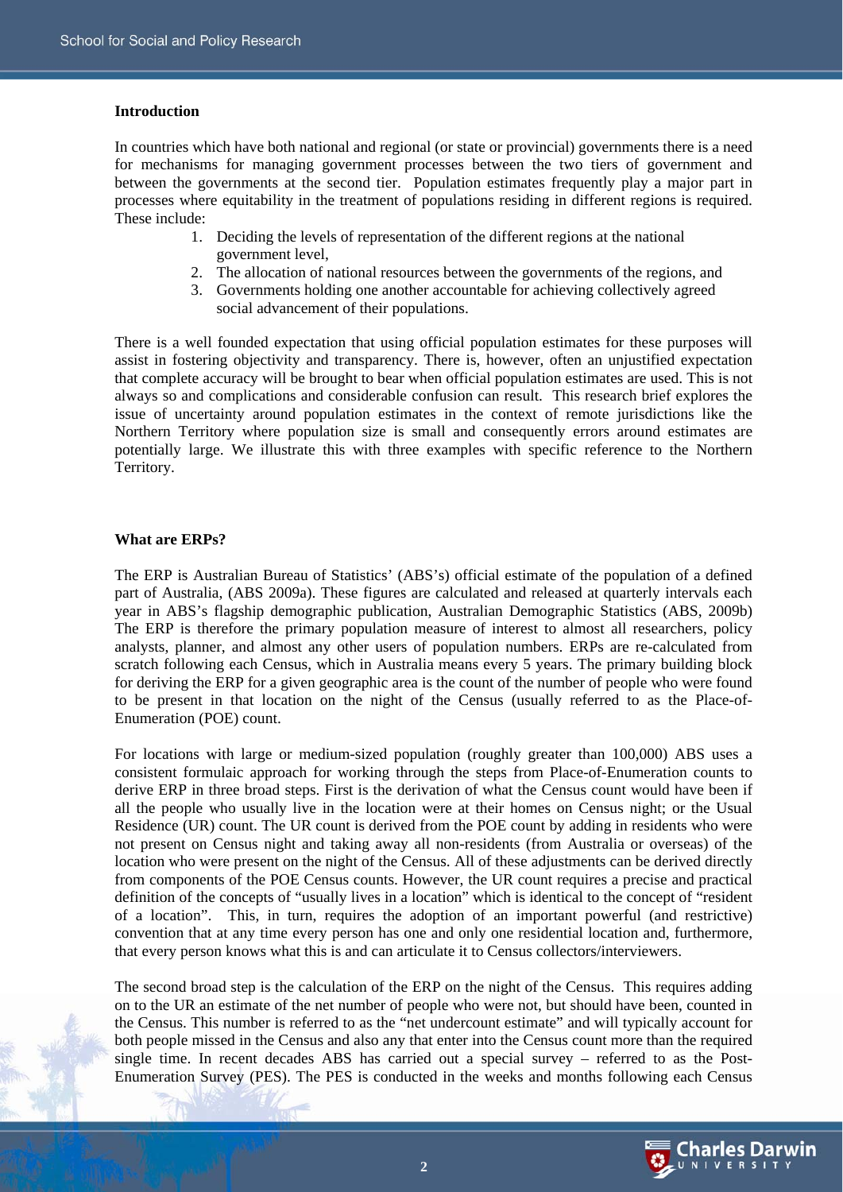**Introduction**

In countries which have both national and regional (or state or provincial) governments there is a need for mechanisms for managing government processes between the two tiers of government and between the governments at the second tier. Population estimates frequently play a major part in processes where equitability in the treatment of populations residing in different regions is required. These include:

1. Deciding the levels of representation of the different regions at the national government level,
2. The allocation of national resources between the governments of the regions, and
3. Governments holding one another accountable for achieving collectively agreed social advancement of their populations.

There is a well founded expectation that using official population estimates for these purposes will assist in fostering objectivity and transparency. There is, however, often an unjustified expectation that complete accuracy will be brought to bear when official population estimates are used. This is not always so and complications and considerable confusion can result. This research brief explores the issue of uncertainty around population estimates in the context of remote jurisdictions like the Northern Territory where population size is small and consequently errors around estimates are potentially large. We illustrate this with three examples with specific reference to the Northern Territory.

**What are ERPs?**

The ERP is Australian Bureau of Statistics' (ABS's) official estimate of the population of a defined part of Australia, (ABS 2009a). These figures are calculated and released at quarterly intervals each year in ABS's flagship demographic publication, Australian Demographic Statistics (ABS, 2009b) The ERP is therefore the primary population measure of interest to almost all researchers, policy analysts, planner, and almost any other users of population numbers. ERPs are re-calculated from scratch following each Census, which in Australia means every 5 years. The primary building block for deriving the ERP for a given geographic area is the count of the number of people who were found to be present in that location on the night of the Census (usually referred to as the Place-of-Enumeration (POE) count.

For locations with large or medium-sized population (roughly greater than 100,000) ABS uses a consistent formulaic approach for working through the steps from Place-of-Enumeration counts to derive ERP in three broad steps. First is the derivation of what the Census count would have been if all the people who usually live in the location were at their homes on Census night; or the Usual Residence (UR) count. The UR count is derived from the POE count by adding in residents who were not present on Census night and taking away all non-residents (from Australia or overseas) of the location who were present on the night of the Census. All of these adjustments can be derived directly from components of the POE Census counts. However, the UR count requires a precise and practical definition of the concepts of "usually lives in a location" which is identical to the concept of "resident of a location". This, in turn, requires the adoption of an important powerful (and restrictive) convention that at any time every person has one and only one residential location and, furthermore, that every person knows what this is and can articulate it to Census collectors/interviewers.

The second broad step is the calculation of the ERP on the night of the Census. This requires adding on to the UR an estimate of the net number of people who were not, but should have been, counted in the Census. This number is referred to as the "net undercount estimate" and will typically account for both people missed in the Census and also any that enter into the Census count more than the required single time. In recent decades ABS has carried out a special survey – referred to as the Post-Enumeration Survey (PES). The PES is conducted in the weeks and months following each Census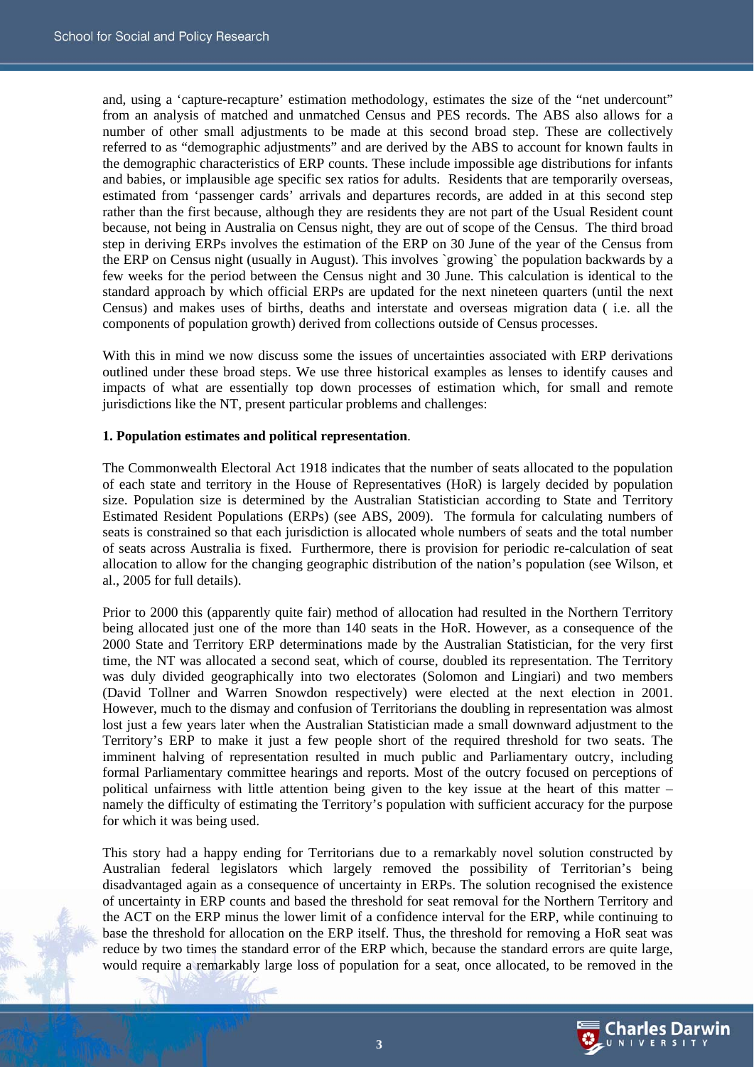and, using a 'capture-recapture' estimation methodology, estimates the size of the "net undercount" from an analysis of matched and unmatched Census and PES records. The ABS also allows for a number of other small adjustments to be made at this second broad step. These are collectively referred to as "demographic adjustments" and are derived by the ABS to account for known faults in the demographic characteristics of ERP counts. These include impossible age distributions for infants and babies, or implausible age specific sex ratios for adults. Residents that are temporarily overseas, estimated from 'passenger cards' arrivals and departures records, are added in at this second step rather than the first because, although they are residents they are not part of the Usual Resident count because, not being in Australia on Census night, they are out of scope of the Census. The third broad step in deriving ERPs involves the estimation of the ERP on 30 June of the year of the Census from the ERP on Census night (usually in August). This involves `growing` the population backwards by a few weeks for the period between the Census night and 30 June. This calculation is identical to the standard approach by which official ERPs are updated for the next nineteen quarters (until the next Census) and makes uses of births, deaths and interstate and overseas migration data ( i.e. all the components of population growth) derived from collections outside of Census processes.

With this in mind we now discuss some the issues of uncertainties associated with ERP derivations outlined under these broad steps. We use three historical examples as lenses to identify causes and impacts of what are essentially top down processes of estimation which, for small and remote jurisdictions like the NT, present particular problems and challenges:

**1. Population estimates and political representation**.

The Commonwealth Electoral Act 1918 indicates that the number of seats allocated to the population of each state and territory in the House of Representatives (HoR) is largely decided by population size. Population size is determined by the Australian Statistician according to State and Territory Estimated Resident Populations (ERPs) (see ABS, 2009). The formula for calculating numbers of seats is constrained so that each jurisdiction is allocated whole numbers of seats and the total number of seats across Australia is fixed. Furthermore, there is provision for periodic re-calculation of seat allocation to allow for the changing geographic distribution of the nation's population (see Wilson, et al., 2005 for full details).

Prior to 2000 this (apparently quite fair) method of allocation had resulted in the Northern Territory being allocated just one of the more than 140 seats in the HoR. However, as a consequence of the 2000 State and Territory ERP determinations made by the Australian Statistician, for the very first time, the NT was allocated a second seat, which of course, doubled its representation. The Territory was duly divided geographically into two electorates (Solomon and Lingiari) and two members (David Tollner and Warren Snowdon respectively) were elected at the next election in 2001. However, much to the dismay and confusion of Territorians the doubling in representation was almost lost just a few years later when the Australian Statistician made a small downward adjustment to the Territory's ERP to make it just a few people short of the required threshold for two seats. The imminent halving of representation resulted in much public and Parliamentary outcry, including formal Parliamentary committee hearings and reports. Most of the outcry focused on perceptions of political unfairness with little attention being given to the key issue at the heart of this matter – namely the difficulty of estimating the Territory's population with sufficient accuracy for the purpose for which it was being used.

This story had a happy ending for Territorians due to a remarkably novel solution constructed by Australian federal legislators which largely removed the possibility of Territorian's being disadvantaged again as a consequence of uncertainty in ERPs. The solution recognised the existence of uncertainty in ERP counts and based the threshold for seat removal for the Northern Territory and the ACT on the ERP minus the lower limit of a confidence interval for the ERP, while continuing to base the threshold for allocation on the ERP itself. Thus, the threshold for removing a HoR seat was reduce by two times the standard error of the ERP which, because the standard errors are quite large, would require a remarkably large loss of population for a seat, once allocated, to be removed in the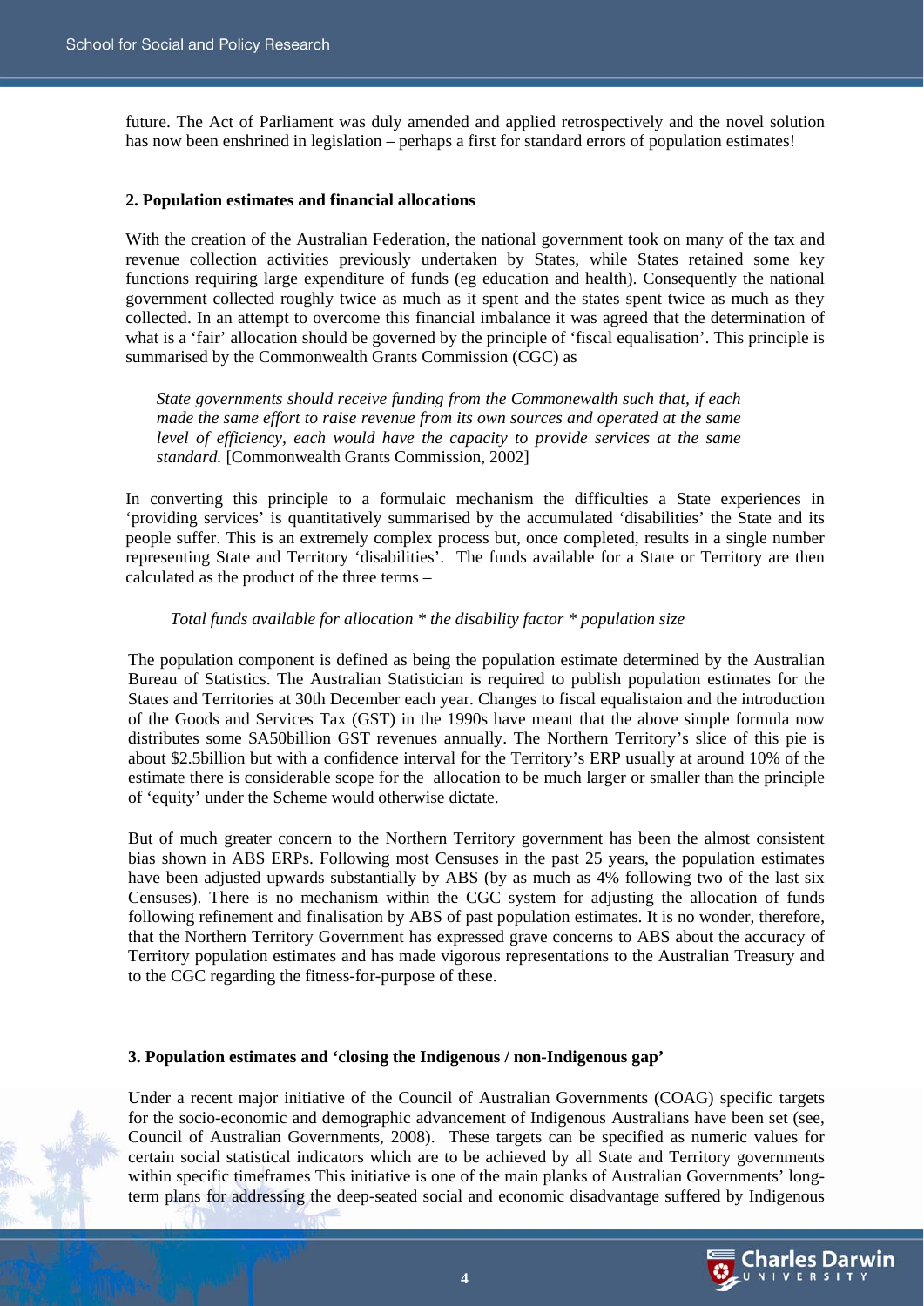future. The Act of Parliament was duly amended and applied retrospectively and the novel solution has now been enshrined in legislation – perhaps a first for standard errors of population estimates!

### 2. Population estimates and financial allocations

With the creation of the Australian Federation, the national government took on many of the tax and revenue collection activities previously undertaken by States, while States retained some key functions requiring large expenditure of funds (eg education and health). Consequently the national government collected roughly twice as much as it spent and the states spent twice as much as they collected. In an attempt to overcome this financial imbalance it was agreed that the determination of what is a 'fair' allocation should be governed by the principle of 'fiscal equalisation'. This principle is summarised by the Commonwealth Grants Commission (CGC) as

> *State governments should receive funding from the Commonewalth such that, if each made the same effort to raise revenue from its own sources and operated at the same level of efficiency, each would have the capacity to provide services at the same standard.* [Commonwealth Grants Commission, 2002]

In converting this principle to a formulaic mechanism the difficulties a State experiences in 'providing services' is quantitatively summarised by the accumulated 'disabilities' the State and its people suffer. This is an extremely complex process but, once completed, results in a single number representing State and Territory 'disabilities'. The funds available for a State or Territory are then calculated as the product of the three terms –

*Total funds available for allocation * the disability factor * population size*

The population component is defined as being the population estimate determined by the Australian Bureau of Statistics. The Australian Statistician is required to publish population estimates for the States and Territories at 30th December each year. Changes to fiscal equalistaion and the introduction of the Goods and Services Tax (GST) in the 1990s have meant that the above simple formula now distributes some \$A50billion GST revenues annually. The Northern Territory's slice of this pie is about \$2.5billion but with a confidence interval for the Territory's ERP usually at around 10% of the estimate there is considerable scope for the allocation to be much larger or smaller than the principle of 'equity' under the Scheme would otherwise dictate.

But of much greater concern to the Northern Territory government has been the almost consistent bias shown in ABS ERPs. Following most Censuses in the past 25 years, the population estimates have been adjusted upwards substantially by ABS (by as much as 4% following two of the last six Censuses). There is no mechanism within the CGC system for adjusting the allocation of funds following refinement and finalisation by ABS of past population estimates. It is no wonder, therefore, that the Northern Territory Government has expressed grave concerns to ABS about the accuracy of Territory population estimates and has made vigorous representations to the Australian Treasury and to the CGC regarding the fitness-for-purpose of these.

### 3. Population estimates and 'closing the Indigenous / non-Indigenous gap'

Under a recent major initiative of the Council of Australian Governments (COAG) specific targets for the socio-economic and demographic advancement of Indigenous Australians have been set (see, Council of Australian Governments, 2008). These targets can be specified as numeric values for certain social statistical indicators which are to be achieved by all State and Territory governments within specific timeframes This initiative is one of the main planks of Australian Governments' long-term plans for addressing the deep-seated social and economic disadvantage suffered by Indigenous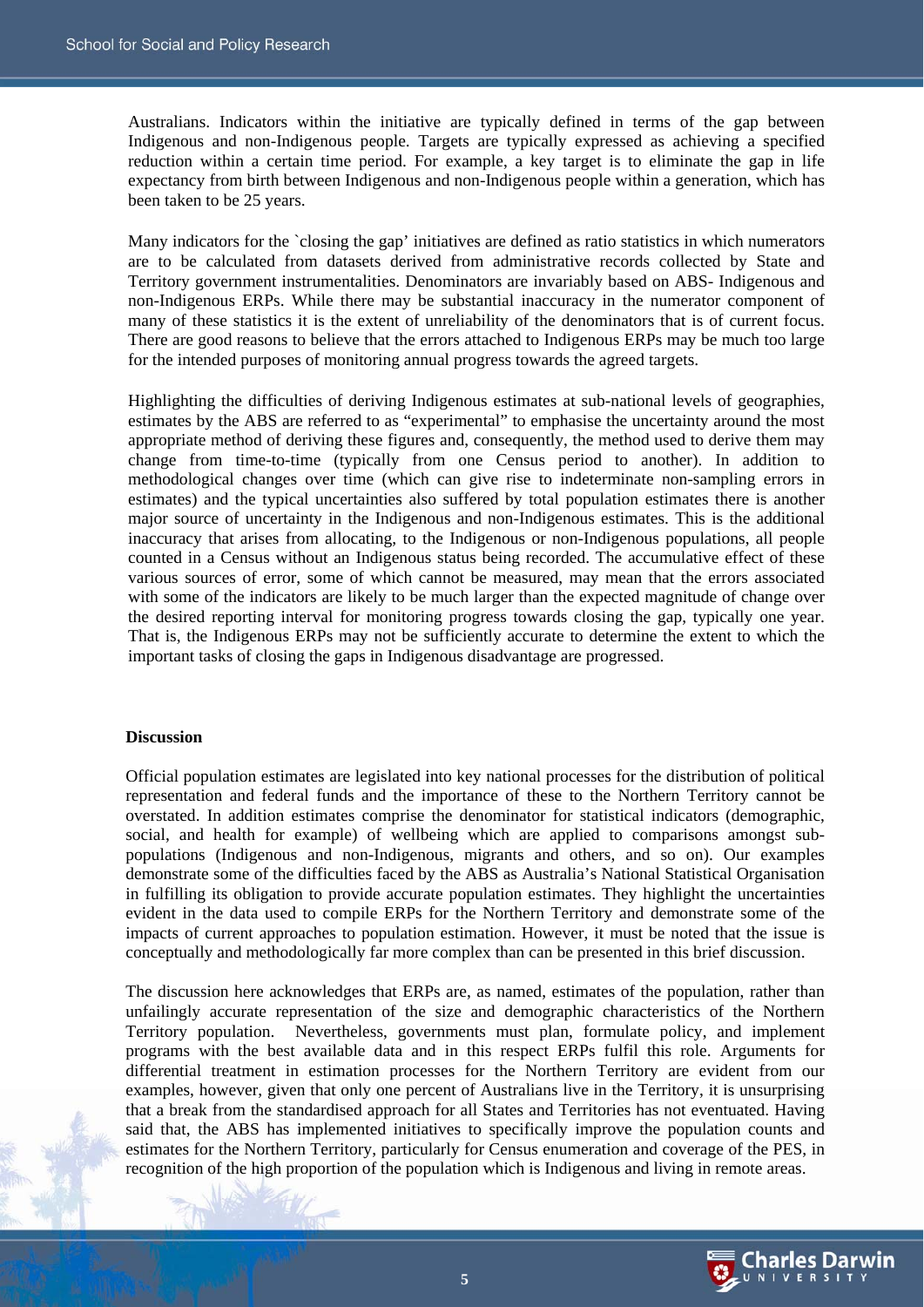Australians. Indicators within the initiative are typically defined in terms of the gap between Indigenous and non-Indigenous people. Targets are typically expressed as achieving a specified reduction within a certain time period. For example, a key target is to eliminate the gap in life expectancy from birth between Indigenous and non-Indigenous people within a generation, which has been taken to be 25 years.

Many indicators for the `closing the gap' initiatives are defined as ratio statistics in which numerators are to be calculated from datasets derived from administrative records collected by State and Territory government instrumentalities. Denominators are invariably based on ABS- Indigenous and non-Indigenous ERPs. While there may be substantial inaccuracy in the numerator component of many of these statistics it is the extent of unreliability of the denominators that is of current focus. There are good reasons to believe that the errors attached to Indigenous ERPs may be much too large for the intended purposes of monitoring annual progress towards the agreed targets.

Highlighting the difficulties of deriving Indigenous estimates at sub-national levels of geographies, estimates by the ABS are referred to as "experimental" to emphasise the uncertainty around the most appropriate method of deriving these figures and, consequently, the method used to derive them may change from time-to-time (typically from one Census period to another). In addition to methodological changes over time (which can give rise to indeterminate non-sampling errors in estimates) and the typical uncertainties also suffered by total population estimates there is another major source of uncertainty in the Indigenous and non-Indigenous estimates. This is the additional inaccuracy that arises from allocating, to the Indigenous or non-Indigenous populations, all people counted in a Census without an Indigenous status being recorded. The accumulative effect of these various sources of error, some of which cannot be measured, may mean that the errors associated with some of the indicators are likely to be much larger than the expected magnitude of change over the desired reporting interval for monitoring progress towards closing the gap, typically one year. That is, the Indigenous ERPs may not be sufficiently accurate to determine the extent to which the important tasks of closing the gaps in Indigenous disadvantage are progressed.

**Discussion**

Official population estimates are legislated into key national processes for the distribution of political representation and federal funds and the importance of these to the Northern Territory cannot be overstated. In addition estimates comprise the denominator for statistical indicators (demographic, social, and health for example) of wellbeing which are applied to comparisons amongst sub-populations (Indigenous and non-Indigenous, migrants and others, and so on). Our examples demonstrate some of the difficulties faced by the ABS as Australia's National Statistical Organisation in fulfilling its obligation to provide accurate population estimates. They highlight the uncertainties evident in the data used to compile ERPs for the Northern Territory and demonstrate some of the impacts of current approaches to population estimation. However, it must be noted that the issue is conceptually and methodologically far more complex than can be presented in this brief discussion.

The discussion here acknowledges that ERPs are, as named, estimates of the population, rather than unfailingly accurate representation of the size and demographic characteristics of the Northern Territory population. Nevertheless, governments must plan, formulate policy, and implement programs with the best available data and in this respect ERPs fulfil this role. Arguments for differential treatment in estimation processes for the Northern Territory are evident from our examples, however, given that only one percent of Australians live in the Territory, it is unsurprising that a break from the standardised approach for all States and Territories has not eventuated. Having said that, the ABS has implemented initiatives to specifically improve the population counts and estimates for the Northern Territory, particularly for Census enumeration and coverage of the PES, in recognition of the high proportion of the population which is Indigenous and living in remote areas.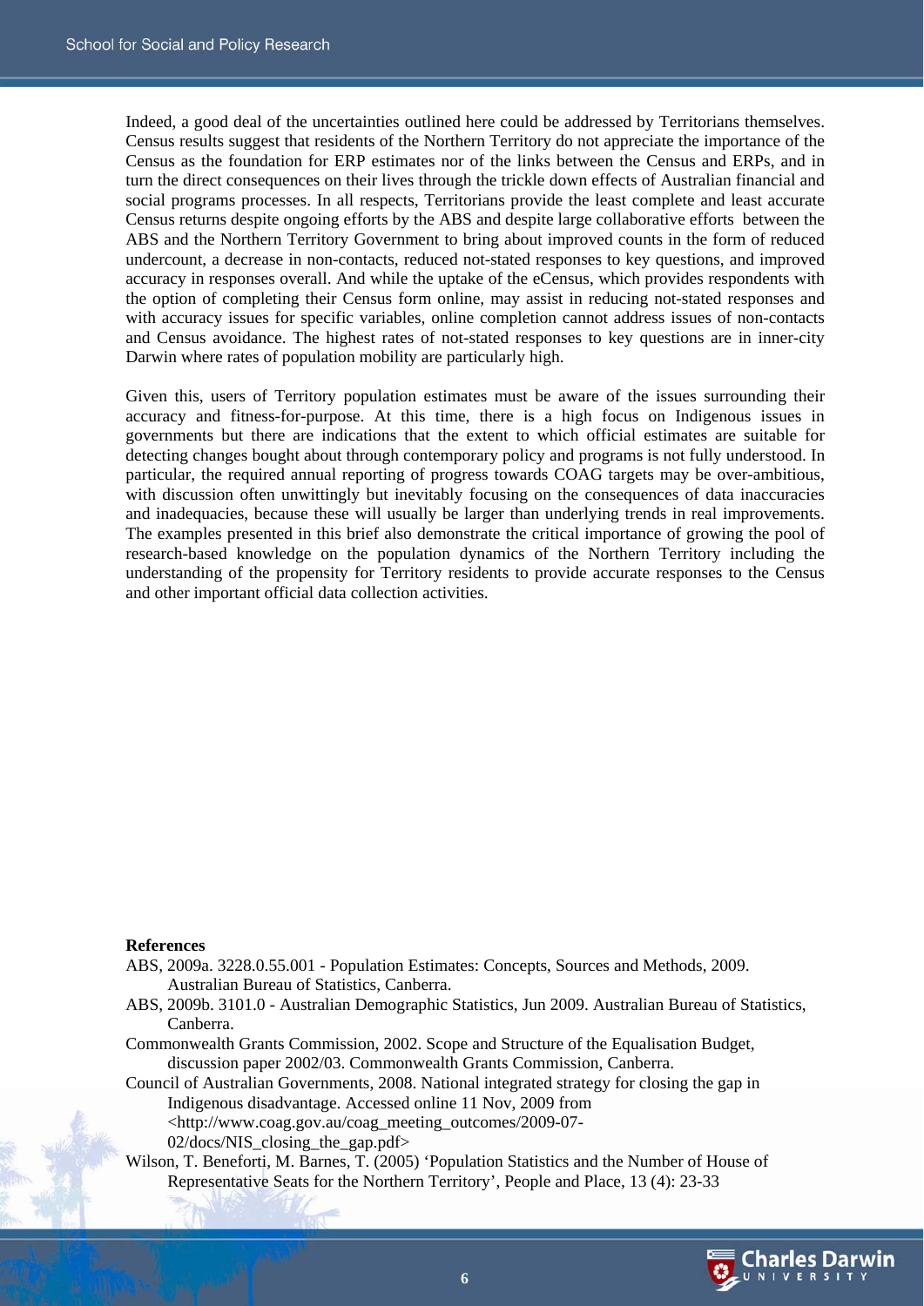Indeed, a good deal of the uncertainties outlined here could be addressed by Territorians themselves. Census results suggest that residents of the Northern Territory do not appreciate the importance of the Census as the foundation for ERP estimates nor of the links between the Census and ERPs, and in turn the direct consequences on their lives through the trickle down effects of Australian financial and social programs processes. In all respects, Territorians provide the least complete and least accurate Census returns despite ongoing efforts by the ABS and despite large collaborative efforts between the ABS and the Northern Territory Government to bring about improved counts in the form of reduced undercount, a decrease in non-contacts, reduced not-stated responses to key questions, and improved accuracy in responses overall. And while the uptake of the eCensus, which provides respondents with the option of completing their Census form online, may assist in reducing not-stated responses and with accuracy issues for specific variables, online completion cannot address issues of non-contacts and Census avoidance. The highest rates of not-stated responses to key questions are in inner-city Darwin where rates of population mobility are particularly high.

Given this, users of Territory population estimates must be aware of the issues surrounding their accuracy and fitness-for-purpose. At this time, there is a high focus on Indigenous issues in governments but there are indications that the extent to which official estimates are suitable for detecting changes bought about through contemporary policy and programs is not fully understood. In particular, the required annual reporting of progress towards COAG targets may be over-ambitious, with discussion often unwittingly but inevitably focusing on the consequences of data inaccuracies and inadequacies, because these will usually be larger than underlying trends in real improvements. The examples presented in this brief also demonstrate the critical importance of growing the pool of research-based knowledge on the population dynamics of the Northern Territory including the understanding of the propensity for Territory residents to provide accurate responses to the Census and other important official data collection activities.

**References**

ABS, 2009a. 3228.0.55.001 - Population Estimates: Concepts, Sources and Methods, 2009. Australian Bureau of Statistics, Canberra.

ABS, 2009b. 3101.0 - Australian Demographic Statistics, Jun 2009. Australian Bureau of Statistics, Canberra.

Commonwealth Grants Commission, 2002. Scope and Structure of the Equalisation Budget, discussion paper 2002/03. Commonwealth Grants Commission, Canberra.

Council of Australian Governments, 2008. National integrated strategy for closing the gap in Indigenous disadvantage. Accessed online 11 Nov, 2009 from <http://www.coag.gov.au/coag_meeting_outcomes/2009-07-02/docs/NIS_closing_the_gap.pdf>

Wilson, T. Beneforti, M. Barnes, T. (2005) 'Population Statistics and the Number of House of Representative Seats for the Northern Territory', People and Place, 13 (4): 23-33